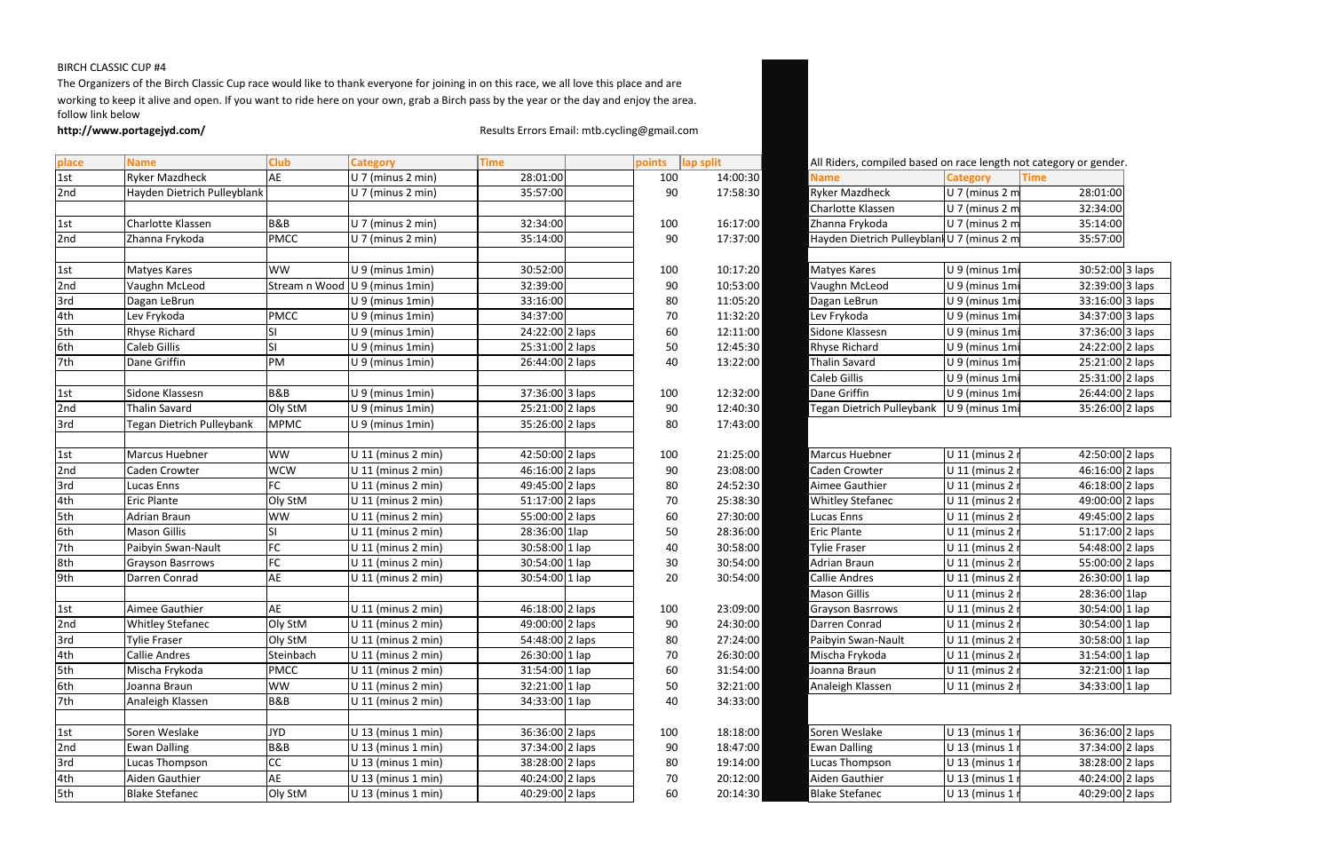BIRCH CLASSIC CUP #4

The Organizers of the Birch Classic Cup race would like to thank everyone for joining in on this race, we all love this place and are working to keep it alive and open. If you want to ride here on your own, grab a Birch pass by the year or the day and enjoy the area.
follow link below

**http://www.portagejyd.com/**

Results Errors Email: mtb.cycling@gmail.com

| place | Name | Club | Category | Time | | points | lap split |
|---|---|---|---|---|---|---|---|
| 1st | Ryker Mazdheck | AE | U 7 (minus 2 min) | 28:01:00 | | 100 | 14:00:30 |
| 2nd | Hayden Dietrich Pulleyblank | | U 7 (minus 2 min) | 35:57:00 | | 90 | 17:58:30 |
| | | | | | | | |
| 1st | Charlotte Klassen | B&B | U 7 (minus 2 min) | 32:34:00 | | 100 | 16:17:00 |
| 2nd | Zhanna Frykoda | PMCC | U 7 (minus 2 min) | 35:14:00 | | 90 | 17:37:00 |
| | | | | | | | |
| 1st | Matyes Kares | WW | U 9 (minus 1min) | 30:52:00 | | 100 | 10:17:20 |
| 2nd | Vaughn McLeod | Stream n Wood | U 9 (minus 1min) | 32:39:00 | | 90 | 10:53:00 |
| 3rd | Dagan LeBrun | | U 9 (minus 1min) | 33:16:00 | | 80 | 11:05:20 |
| 4th | Lev Frykoda | PMCC | U 9 (minus 1min) | 34:37:00 | | 70 | 11:32:20 |
| 5th | Rhyse Richard | SI | U 9 (minus 1min) | 24:22:00 | 2 laps | 60 | 12:11:00 |
| 6th | Caleb Gillis | SI | U 9 (minus 1min) | 25:31:00 | 2 laps | 50 | 12:45:30 |
| 7th | Dane Griffin | PM | U 9 (minus 1min) | 26:44:00 | 2 laps | 40 | 13:22:00 |
| | | | | | | | |
| 1st | Sidone Klassesn | B&B | U 9 (minus 1min) | 37:36:00 | 3 laps | 100 | 12:32:00 |
| 2nd | Thalin Savard | Oly StM | U 9 (minus 1min) | 25:21:00 | 2 laps | 90 | 12:40:30 |
| 3rd | Tegan Dietrich Pulleybank | MPMC | U 9 (minus 1min) | 35:26:00 | 2 laps | 80 | 17:43:00 |
| | | | | | | | |
| 1st | Marcus Huebner | WW | U 11 (minus 2 min) | 42:50:00 | 2 laps | 100 | 21:25:00 |
| 2nd | Caden Crowter | WCW | U 11 (minus 2 min) | 46:16:00 | 2 laps | 90 | 23:08:00 |
| 3rd | Lucas Enns | FC | U 11 (minus 2 min) | 49:45:00 | 2 laps | 80 | 24:52:30 |
| 4th | Eric Plante | Oly StM | U 11 (minus 2 min) | 51:17:00 | 2 laps | 70 | 25:38:30 |
| 5th | Adrian Braun | WW | U 11 (minus 2 min) | 55:00:00 | 2 laps | 60 | 27:30:00 |
| 6th | Mason Gillis | SI | U 11 (minus 2 min) | 28:36:00 | 1lap | 50 | 28:36:00 |
| 7th | Paibyin Swan-Nault | FC | U 11 (minus 2 min) | 30:58:00 | 1 lap | 40 | 30:58:00 |
| 8th | Grayson Basrrows | FC | U 11 (minus 2 min) | 30:54:00 | 1 lap | 30 | 30:54:00 |
| 9th | Darren Conrad | AE | U 11 (minus 2 min) | 30:54:00 | 1 lap | 20 | 30:54:00 |
| | | | | | | | |
| 1st | Aimee Gauthier | AE | U 11 (minus 2 min) | 46:18:00 | 2 laps | 100 | 23:09:00 |
| 2nd | Whitley Stefanec | Oly StM | U 11 (minus 2 min) | 49:00:00 | 2 laps | 90 | 24:30:00 |
| 3rd | Tylie Fraser | Oly StM | U 11 (minus 2 min) | 54:48:00 | 2 laps | 80 | 27:24:00 |
| 4th | Callie Andres | Steinbach | U 11 (minus 2 min) | 26:30:00 | 1 lap | 70 | 26:30:00 |
| 5th | Mischa Frykoda | PMCC | U 11 (minus 2 min) | 31:54:00 | 1 lap | 60 | 31:54:00 |
| 6th | Joanna Braun | WW | U 11 (minus 2 min) | 32:21:00 | 1 lap | 50 | 32:21:00 |
| 7th | Analeigh Klassen | B&B | U 11 (minus 2 min) | 34:33:00 | 1 lap | 40 | 34:33:00 |
| | | | | | | | |
| 1st | Soren Weslake | JYD | U 13 (minus 1 min) | 36:36:00 | 2 laps | 100 | 18:18:00 |
| 2nd | Ewan Dalling | B&B | U 13 (minus 1 min) | 37:34:00 | 2 laps | 90 | 18:47:00 |
| 3rd | Lucas Thompson | CC | U 13 (minus 1 min) | 38:28:00 | 2 laps | 80 | 19:14:00 |
| 4th | Aiden Gauthier | AE | U 13 (minus 1 min) | 40:24:00 | 2 laps | 70 | 20:12:00 |
| 5th | Blake Stefanec | Oly StM | U 13 (minus 1 min) | 40:29:00 | 2 laps | 60 | 20:14:30 |

All Riders, compiled based on race length not category or gender.

| Name | Category | Time | |
|---|---|---|---|
| Ryker Mazdheck | U 7 (minus 2 m | 28:01:00 | |
| Charlotte Klassen | U 7 (minus 2 m | 32:34:00 | |
| Zhanna Frykoda | U 7 (minus 2 m | 35:14:00 | |
| Hayden Dietrich Pulleyblank | U 7 (minus 2 m | 35:57:00 | |
| | | | |
| Matyes Kares | U 9 (minus 1mi | 30:52:00 | 3 laps |
| Vaughn McLeod | U 9 (minus 1mi | 32:39:00 | 3 laps |
| Dagan LeBrun | U 9 (minus 1mi | 33:16:00 | 3 laps |
| Lev Frykoda | U 9 (minus 1mi | 34:37:00 | 3 laps |
| Sidone Klassesn | U 9 (minus 1mi | 37:36:00 | 3 laps |
| Rhyse Richard | U 9 (minus 1mi | 24:22:00 | 2 laps |
| Thalin Savard | U 9 (minus 1mi | 25:21:00 | 2 laps |
| Caleb Gillis | U 9 (minus 1mi | 25:31:00 | 2 laps |
| Dane Griffin | U 9 (minus 1mi | 26:44:00 | 2 laps |
| Tegan Dietrich Pulleybank | U 9 (minus 1mi | 35:26:00 | 2 laps |
| | | | |
| Marcus Huebner | U 11 (minus 2 | 42:50:00 | 2 laps |
| Caden Crowter | U 11 (minus 2 | 46:16:00 | 2 laps |
| Aimee Gauthier | U 11 (minus 2 | 46:18:00 | 2 laps |
| Whitley Stefanec | U 11 (minus 2 | 49:00:00 | 2 laps |
| Lucas Enns | U 11 (minus 2 | 49:45:00 | 2 laps |
| Eric Plante | U 11 (minus 2 | 51:17:00 | 2 laps |
| Tylie Fraser | U 11 (minus 2 | 54:48:00 | 2 laps |
| Adrian Braun | U 11 (minus 2 | 55:00:00 | 2 laps |
| Callie Andres | U 11 (minus 2 | 26:30:00 | 1 lap |
| Mason Gillis | U 11 (minus 2 | 28:36:00 | 1lap |
| Grayson Basrrows | U 11 (minus 2 | 30:54:00 | 1 lap |
| Darren Conrad | U 11 (minus 2 | 30:54:00 | 1 lap |
| Paibyin Swan-Nault | U 11 (minus 2 | 30:58:00 | 1 lap |
| Mischa Frykoda | U 11 (minus 2 | 31:54:00 | 1 lap |
| Joanna Braun | U 11 (minus 2 | 32:21:00 | 1 lap |
| Analeigh Klassen | U 11 (minus 2 | 34:33:00 | 1 lap |
| | | | |
| Soren Weslake | U 13 (minus 1 | 36:36:00 | 2 laps |
| Ewan Dalling | U 13 (minus 1 | 37:34:00 | 2 laps |
| Lucas Thompson | U 13 (minus 1 | 38:28:00 | 2 laps |
| Aiden Gauthier | U 13 (minus 1 | 40:24:00 | 2 laps |
| Blake Stefanec | U 13 (minus 1 | 40:29:00 | 2 laps |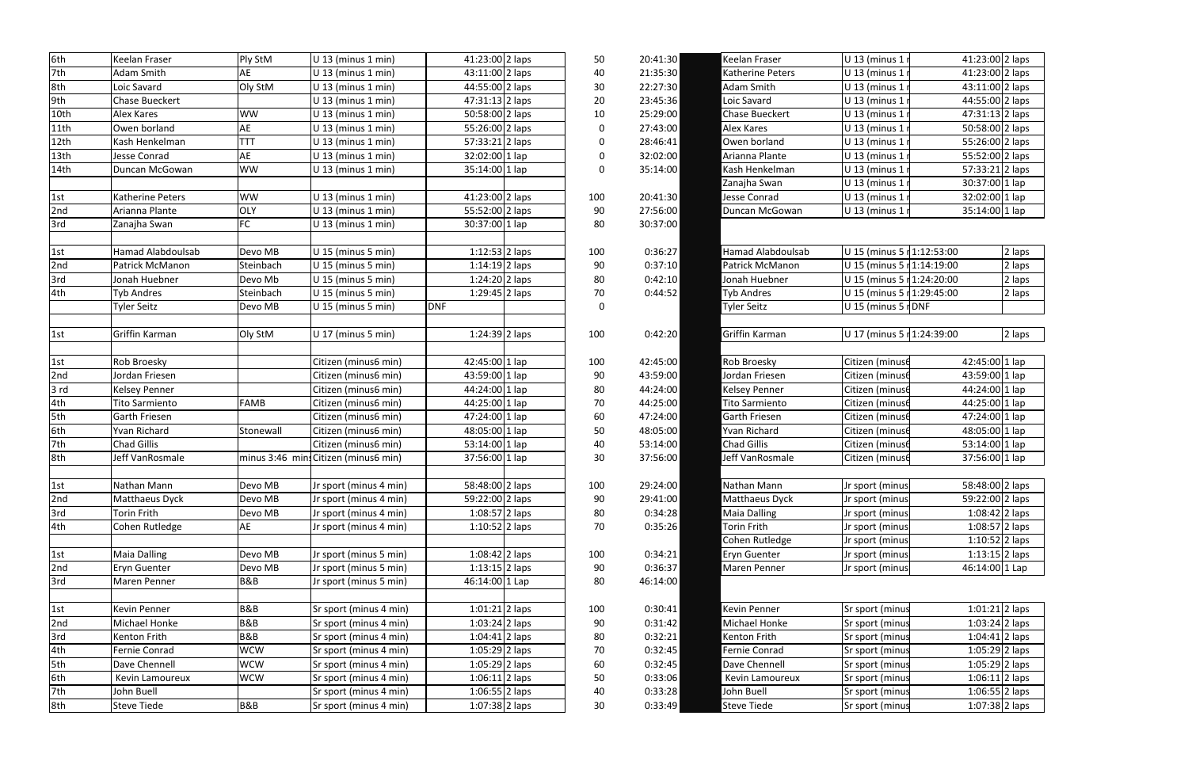| Place | Name | Club | Category | Time | Laps | Points | Adjusted Time | | Name | Category | Time | Laps |
|---|---|---|---|---|---|---|---|---|---|---|---|---|
| 6th | Keelan Fraser | Ply StM | U 13 (minus 1 min) | 41:23:00 | 2 laps | 50 | 20:41:30 | | Keelan Fraser | U 13 (minus 1 r | 41:23:00 | 2 laps |
| 7th | Adam Smith | AE | U 13 (minus 1 min) | 43:11:00 | 2 laps | 40 | 21:35:30 | | Katherine Peters | U 13 (minus 1 r | 41:23:00 | 2 laps |
| 8th | Loic Savard | Oly StM | U 13 (minus 1 min) | 44:55:00 | 2 laps | 30 | 22:27:30 | | Adam Smith | U 13 (minus 1 r | 43:11:00 | 2 laps |
| 9th | Chase Bueckert | | U 13 (minus 1 min) | 47:31:13 | 2 laps | 20 | 23:45:36 | | Loic Savard | U 13 (minus 1 r | 44:55:00 | 2 laps |
| 10th | Alex Kares | WW | U 13 (minus 1 min) | 50:58:00 | 2 laps | 10 | 25:29:00 | | Chase Bueckert | U 13 (minus 1 r | 47:31:13 | 2 laps |
| 11th | Owen borland | AE | U 13 (minus 1 min) | 55:26:00 | 2 laps | 0 | 27:43:00 | | Alex Kares | U 13 (minus 1 r | 50:58:00 | 2 laps |
| 12th | Kash Henkelman | TTT | U 13 (minus 1 min) | 57:33:21 | 2 laps | 0 | 28:46:41 | | Owen borland | U 13 (minus 1 r | 55:26:00 | 2 laps |
| 13th | Jesse Conrad | AE | U 13 (minus 1 min) | 32:02:00 | 1 lap | 0 | 32:02:00 | | Arianna Plante | U 13 (minus 1 r | 55:52:00 | 2 laps |
| 14th | Duncan McGowan | WW | U 13 (minus 1 min) | 35:14:00 | 1 lap | 0 | 35:14:00 | | Kash Henkelman | U 13 (minus 1 r | 57:33:21 | 2 laps |
| | | | | | | | | | Zanajha Swan | U 13 (minus 1 r | 30:37:00 | 1 lap |
| 1st | Katherine Peters | WW | U 13 (minus 1 min) | 41:23:00 | 2 laps | 100 | 20:41:30 | | Jesse Conrad | U 13 (minus 1 r | 32:02:00 | 1 lap |
| 2nd | Arianna Plante | OLY | U 13 (minus 1 min) | 55:52:00 | 2 laps | 90 | 27:56:00 | | Duncan McGowan | U 13 (minus 1 r | 35:14:00 | 1 lap |
| 3rd | Zanajha Swan | FC | U 13 (minus 1 min) | 30:37:00 | 1 lap | 80 | 30:37:00 | | | | | |
| | | | | | | | | | | | | |
| 1st | Hamad Alabdoulsab | Devo MB | U 15 (minus 5 min) | 1:12:53 | 2 laps | 100 | 0:36:27 | | Hamad Alabdoulsab | U 15 (minus 5 r | 1:12:53:00 | 2 laps |
| 2nd | Patrick McManon | Steinbach | U 15 (minus 5 min) | 1:14:19 | 2 laps | 90 | 0:37:10 | | Patrick McManon | U 15 (minus 5 r | 1:14:19:00 | 2 laps |
| 3rd | Jonah Huebner | Devo Mb | U 15 (minus 5 min) | 1:24:20 | 2 laps | 80 | 0:42:10 | | Jonah Huebner | U 15 (minus 5 r | 1:24:20:00 | 2 laps |
| 4th | Tyb Andres | Steinbach | U 15 (minus 5 min) | 1:29:45 | 2 laps | 70 | 0:44:52 | | Tyb Andres | U 15 (minus 5 r | 1:29:45:00 | 2 laps |
| | Tyler Seitz | Devo MB | U 15 (minus 5 min) | DNF | | 0 | | | Tyler Seitz | U 15 (minus 5 r | DNF | |
| | | | | | | | | | | | | |
| 1st | Griffin Karman | Oly StM | U 17 (minus 5 min) | 1:24:39 | 2 laps | 100 | 0:42:20 | | Griffin Karman | U 17 (minus 5 r | 1:24:39:00 | 2 laps |
| | | | | | | | | | | | | |
| 1st | Rob Broesky | | Citizen (minus6 min) | 42:45:00 | 1 lap | 100 | 42:45:00 | | Rob Broesky | Citizen (minus6 | 42:45:00 | 1 lap |
| 2nd | Jordan Friesen | | Citizen (minus6 min) | 43:59:00 | 1 lap | 90 | 43:59:00 | | Jordan Friesen | Citizen (minus6 | 43:59:00 | 1 lap |
| 3 rd | Kelsey Penner | | Citizen (minus6 min) | 44:24:00 | 1 lap | 80 | 44:24:00 | | Kelsey Penner | Citizen (minus6 | 44:24:00 | 1 lap |
| 4th | Tito Sarmiento | FAMB | Citizen (minus6 min) | 44:25:00 | 1 lap | 70 | 44:25:00 | | Tito Sarmiento | Citizen (minus6 | 44:25:00 | 1 lap |
| 5th | Garth Friesen | | Citizen (minus6 min) | 47:24:00 | 1 lap | 60 | 47:24:00 | | Garth Friesen | Citizen (minus6 | 47:24:00 | 1 lap |
| 6th | Yvan Richard | Stonewall | Citizen (minus6 min) | 48:05:00 | 1 lap | 50 | 48:05:00 | | Yvan Richard | Citizen (minus6 | 48:05:00 | 1 lap |
| 7th | Chad Gillis | | Citizen (minus6 min) | 53:14:00 | 1 lap | 40 | 53:14:00 | | Chad Gillis | Citizen (minus6 | 53:14:00 | 1 lap |
| 8th | Jeff VanRosmale | minus 3:46 mins | Citizen (minus6 min) | 37:56:00 | 1 lap | 30 | 37:56:00 | | Jeff VanRosmale | Citizen (minus6 | 37:56:00 | 1 lap |
| | | | | | | | | | | | | |
| 1st | Nathan Mann | Devo MB | Jr sport (minus 4 min) | 58:48:00 | 2 laps | 100 | 29:24:00 | | Nathan Mann | Jr sport (minus | 58:48:00 | 2 laps |
| 2nd | Matthaeus Dyck | Devo MB | Jr sport (minus 4 min) | 59:22:00 | 2 laps | 90 | 29:41:00 | | Matthaeus Dyck | Jr sport (minus | 59:22:00 | 2 laps |
| 3rd | Torin Frith | Devo MB | Jr sport (minus 4 min) | 1:08:57 | 2 laps | 80 | 0:34:28 | | Maia Dalling | Jr sport (minus | 1:08:42 | 2 laps |
| 4th | Cohen Rutledge | AE | Jr sport (minus 4 min) | 1:10:52 | 2 laps | 70 | 0:35:26 | | Torin Frith | Jr sport (minus | 1:08:57 | 2 laps |
| | | | | | | | | | Cohen Rutledge | Jr sport (minus | 1:10:52 | 2 laps |
| 1st | Maia Dalling | Devo MB | Jr sport (minus 5 min) | 1:08:42 | 2 laps | 100 | 0:34:21 | | Eryn Guenter | Jr sport (minus | 1:13:15 | 2 laps |
| 2nd | Eryn Guenter | Devo MB | Jr sport (minus 5 min) | 1:13:15 | 2 laps | 90 | 0:36:37 | | Maren Penner | Jr sport (minus | 46:14:00 | 1 Lap |
| 3rd | Maren Penner | B&B | Jr sport (minus 5 min) | 46:14:00 | 1 Lap | 80 | 46:14:00 | | | | | |
| | | | | | | | | | | | | |
| 1st | Kevin Penner | B&B | Sr sport (minus 4 min) | 1:01:21 | 2 laps | 100 | 0:30:41 | | Kevin Penner | Sr sport (minus | 1:01:21 | 2 laps |
| 2nd | Michael Honke | B&B | Sr sport (minus 4 min) | 1:03:24 | 2 laps | 90 | 0:31:42 | | Michael Honke | Sr sport (minus | 1:03:24 | 2 laps |
| 3rd | Kenton Frith | B&B | Sr sport (minus 4 min) | 1:04:41 | 2 laps | 80 | 0:32:21 | | Kenton Frith | Sr sport (minus | 1:04:41 | 2 laps |
| 4th | Fernie Conrad | WCW | Sr sport (minus 4 min) | 1:05:29 | 2 laps | 70 | 0:32:45 | | Fernie Conrad | Sr sport (minus | 1:05:29 | 2 laps |
| 5th | Dave Chennell | WCW | Sr sport (minus 4 min) | 1:05:29 | 2 laps | 60 | 0:32:45 | | Dave Chennell | Sr sport (minus | 1:05:29 | 2 laps |
| 6th | Kevin Lamoureux | WCW | Sr sport (minus 4 min) | 1:06:11 | 2 laps | 50 | 0:33:06 | | Kevin Lamoureux | Sr sport (minus | 1:06:11 | 2 laps |
| 7th | John Buell | | Sr sport (minus 4 min) | 1:06:55 | 2 laps | 40 | 0:33:28 | | John Buell | Sr sport (minus | 1:06:55 | 2 laps |
| 8th | Steve Tiede | B&B | Sr sport (minus 4 min) | 1:07:38 | 2 laps | 30 | 0:33:49 | | Steve Tiede | Sr sport (minus | 1:07:38 | 2 laps |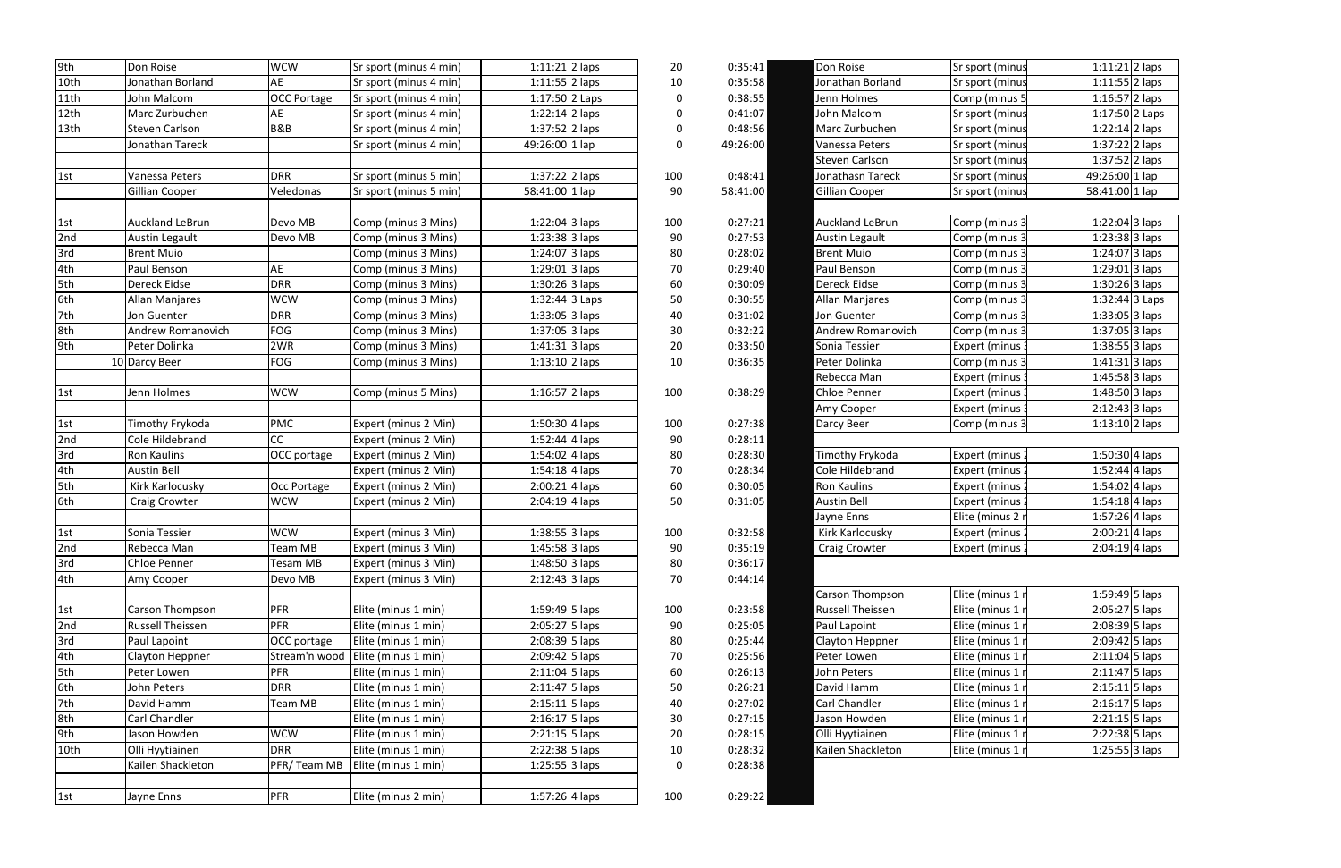| | | | | | | | |
|---|---|---|---|---|---|---|---|
| 9th | Don Roise | WCW | Sr sport (minus 4 min) | 1:11:21 | 2 laps | 20 | 0:35:41 |
| 10th | Jonathan Borland | AE | Sr sport (minus 4 min) | 1:11:55 | 2 laps | 10 | 0:35:58 |
| 11th | John Malcom | OCC Portage | Sr sport (minus 4 min) | 1:17:50 | 2 Laps | 0 | 0:38:55 |
| 12th | Marc Zurbuchen | AE | Sr sport (minus 4 min) | 1:22:14 | 2 laps | 0 | 0:41:07 |
| 13th | Steven Carlson | B&B | Sr sport (minus 4 min) | 1:37:52 | 2 laps | 0 | 0:48:56 |
| | Jonathan Tareck | | Sr sport (minus 4 min) | 49:26:00 | 1 lap | 0 | 49:26:00 |
| | | | | | | | |
| 1st | Vanessa Peters | DRR | Sr sport (minus 5 min) | 1:37:22 | 2 laps | 100 | 0:48:41 |
| | Gillian Cooper | Veledonas | Sr sport (minus 5 min) | 58:41:00 | 1 lap | 90 | 58:41:00 |
| | | | | | | | |
| 1st | Auckland LeBrun | Devo MB | Comp (minus 3 Mins) | 1:22:04 | 3 laps | 100 | 0:27:21 |
| 2nd | Austin Legault | Devo MB | Comp (minus 3 Mins) | 1:23:38 | 3 laps | 90 | 0:27:53 |
| 3rd | Brent Muio | | Comp (minus 3 Mins) | 1:24:07 | 3 laps | 80 | 0:28:02 |
| 4th | Paul Benson | AE | Comp (minus 3 Mins) | 1:29:01 | 3 laps | 70 | 0:29:40 |
| 5th | Dereck Eidse | DRR | Comp (minus 3 Mins) | 1:30:26 | 3 laps | 60 | 0:30:09 |
| 6th | Allan Manjares | WCW | Comp (minus 3 Mins) | 1:32:44 | 3 Laps | 50 | 0:30:55 |
| 7th | Jon Guenter | DRR | Comp (minus 3 Mins) | 1:33:05 | 3 laps | 40 | 0:31:02 |
| 8th | Andrew Romanovich | FOG | Comp (minus 3 Mins) | 1:37:05 | 3 laps | 30 | 0:32:22 |
| 9th | Peter Dolinka | 2WR | Comp (minus 3 Mins) | 1:41:31 | 3 laps | 20 | 0:33:50 |
| | 10 Darcy Beer | FOG | Comp (minus 3 Mins) | 1:13:10 | 2 laps | 10 | 0:36:35 |
| | | | | | | | |
| 1st | Jenn Holmes | WCW | Comp (minus 5 Mins) | 1:16:57 | 2 laps | 100 | 0:38:29 |
| | | | | | | | |
| 1st | Timothy Frykoda | PMC | Expert (minus 2 Min) | 1:50:30 | 4 laps | 100 | 0:27:38 |
| 2nd | Cole Hildebrand | CC | Expert (minus 2 Min) | 1:52:44 | 4 laps | 90 | 0:28:11 |
| 3rd | Ron Kaulins | OCC portage | Expert (minus 2 Min) | 1:54:02 | 4 laps | 80 | 0:28:30 |
| 4th | Austin Bell | | Expert (minus 2 Min) | 1:54:18 | 4 laps | 70 | 0:28:34 |
| 5th | Kirk Karlocusky | Occ Portage | Expert (minus 2 Min) | 2:00:21 | 4 laps | 60 | 0:30:05 |
| 6th | Craig Crowter | WCW | Expert (minus 2 Min) | 2:04:19 | 4 laps | 50 | 0:31:05 |
| | | | | | | | |
| 1st | Sonia Tessier | WCW | Expert (minus 3 Min) | 1:38:55 | 3 laps | 100 | 0:32:58 |
| 2nd | Rebecca Man | Team MB | Expert (minus 3 Min) | 1:45:58 | 3 laps | 90 | 0:35:19 |
| 3rd | Chloe Penner | Tesam MB | Expert (minus 3 Min) | 1:48:50 | 3 laps | 80 | 0:36:17 |
| 4th | Amy Cooper | Devo MB | Expert (minus 3 Min) | 2:12:43 | 3 laps | 70 | 0:44:14 |
| | | | | | | | |
| 1st | Carson Thompson | PFR | Elite (minus 1 min) | 1:59:49 | 5 laps | 100 | 0:23:58 |
| 2nd | Russell Theissen | PFR | Elite (minus 1 min) | 2:05:27 | 5 laps | 90 | 0:25:05 |
| 3rd | Paul Lapoint | OCC portage | Elite (minus 1 min) | 2:08:39 | 5 laps | 80 | 0:25:44 |
| 4th | Clayton Heppner | Stream'n wood | Elite (minus 1 min) | 2:09:42 | 5 laps | 70 | 0:25:56 |
| 5th | Peter Lowen | PFR | Elite (minus 1 min) | 2:11:04 | 5 laps | 60 | 0:26:13 |
| 6th | John Peters | DRR | Elite (minus 1 min) | 2:11:47 | 5 laps | 50 | 0:26:21 |
| 7th | David Hamm | Team MB | Elite (minus 1 min) | 2:15:11 | 5 laps | 40 | 0:27:02 |
| 8th | Carl Chandler | | Elite (minus 1 min) | 2:16:17 | 5 laps | 30 | 0:27:15 |
| 9th | Jason Howden | WCW | Elite (minus 1 min) | 2:21:15 | 5 laps | 20 | 0:28:15 |
| 10th | Olli Hyytiainen | DRR | Elite (minus 1 min) | 2:22:38 | 5 laps | 10 | 0:28:32 |
| | Kailen Shackleton | PFR/ Team MB | Elite (minus 1 min) | 1:25:55 | 3 laps | 0 | 0:28:38 |
| | | | | | | | |
| 1st | Jayne Enns | PFR | Elite (minus 2 min) | 1:57:26 | 4 laps | 100 | 0:29:22 |

| | | | |
|---|---|---|---|
| Don Roise | Sr sport (minus | 1:11:21 | 2 laps |
| Jonathan Borland | Sr sport (minus | 1:11:55 | 2 laps |
| Jenn Holmes | Comp (minus 5 | 1:16:57 | 2 laps |
| John Malcom | Sr sport (minus | 1:17:50 | 2 Laps |
| Marc Zurbuchen | Sr sport (minus | 1:22:14 | 2 laps |
| Vanessa Peters | Sr sport (minus | 1:37:22 | 2 laps |
| Steven Carlson | Sr sport (minus | 1:37:52 | 2 laps |
| Jonathasn Tareck | Sr sport (minus | 49:26:00 | 1 lap |
| Gillian Cooper | Sr sport (minus | 58:41:00 | 1 lap |
| | | | |
| Auckland LeBrun | Comp (minus 3 | 1:22:04 | 3 laps |
| Austin Legault | Comp (minus 3 | 1:23:38 | 3 laps |
| Brent Muio | Comp (minus 3 | 1:24:07 | 3 laps |
| Paul Benson | Comp (minus 3 | 1:29:01 | 3 laps |
| Dereck Eidse | Comp (minus 3 | 1:30:26 | 3 laps |
| Allan Manjares | Comp (minus 3 | 1:32:44 | 3 Laps |
| Jon Guenter | Comp (minus 3 | 1:33:05 | 3 laps |
| Andrew Romanovich | Comp (minus 3 | 1:37:05 | 3 laps |
| Sonia Tessier | Expert (minus | 1:38:55 | 3 laps |
| Peter Dolinka | Comp (minus 3 | 1:41:31 | 3 laps |
| Rebecca Man | Expert (minus | 1:45:58 | 3 laps |
| Chloe Penner | Expert (minus | 1:48:50 | 3 laps |
| Amy Cooper | Expert (minus | 2:12:43 | 3 laps |
| Darcy Beer | Comp (minus 3 | 1:13:10 | 2 laps |
| | | | |
| Timothy Frykoda | Expert (minus | 1:50:30 | 4 laps |
| Cole Hildebrand | Expert (minus | 1:52:44 | 4 laps |
| Ron Kaulins | Expert (minus | 1:54:02 | 4 laps |
| Austin Bell | Expert (minus | 1:54:18 | 4 laps |
| Jayne Enns | Elite (minus 2 r | 1:57:26 | 4 laps |
| Kirk Karlocusky | Expert (minus | 2:00:21 | 4 laps |
| Craig Crowter | Expert (minus | 2:04:19 | 4 laps |
| | | | |
| | | | |
| Carson Thompson | Elite (minus 1 r | 1:59:49 | 5 laps |
| Russell Theissen | Elite (minus 1 r | 2:05:27 | 5 laps |
| Paul Lapoint | Elite (minus 1 r | 2:08:39 | 5 laps |
| Clayton Heppner | Elite (minus 1 r | 2:09:42 | 5 laps |
| Peter Lowen | Elite (minus 1 r | 2:11:04 | 5 laps |
| John Peters | Elite (minus 1 r | 2:11:47 | 5 laps |
| David Hamm | Elite (minus 1 r | 2:15:11 | 5 laps |
| Carl Chandler | Elite (minus 1 r | 2:16:17 | 5 laps |
| Jason Howden | Elite (minus 1 r | 2:21:15 | 5 laps |
| Olli Hyytiainen | Elite (minus 1 r | 2:22:38 | 5 laps |
| Kailen Shackleton | Elite (minus 1 r | 1:25:55 | 3 laps |